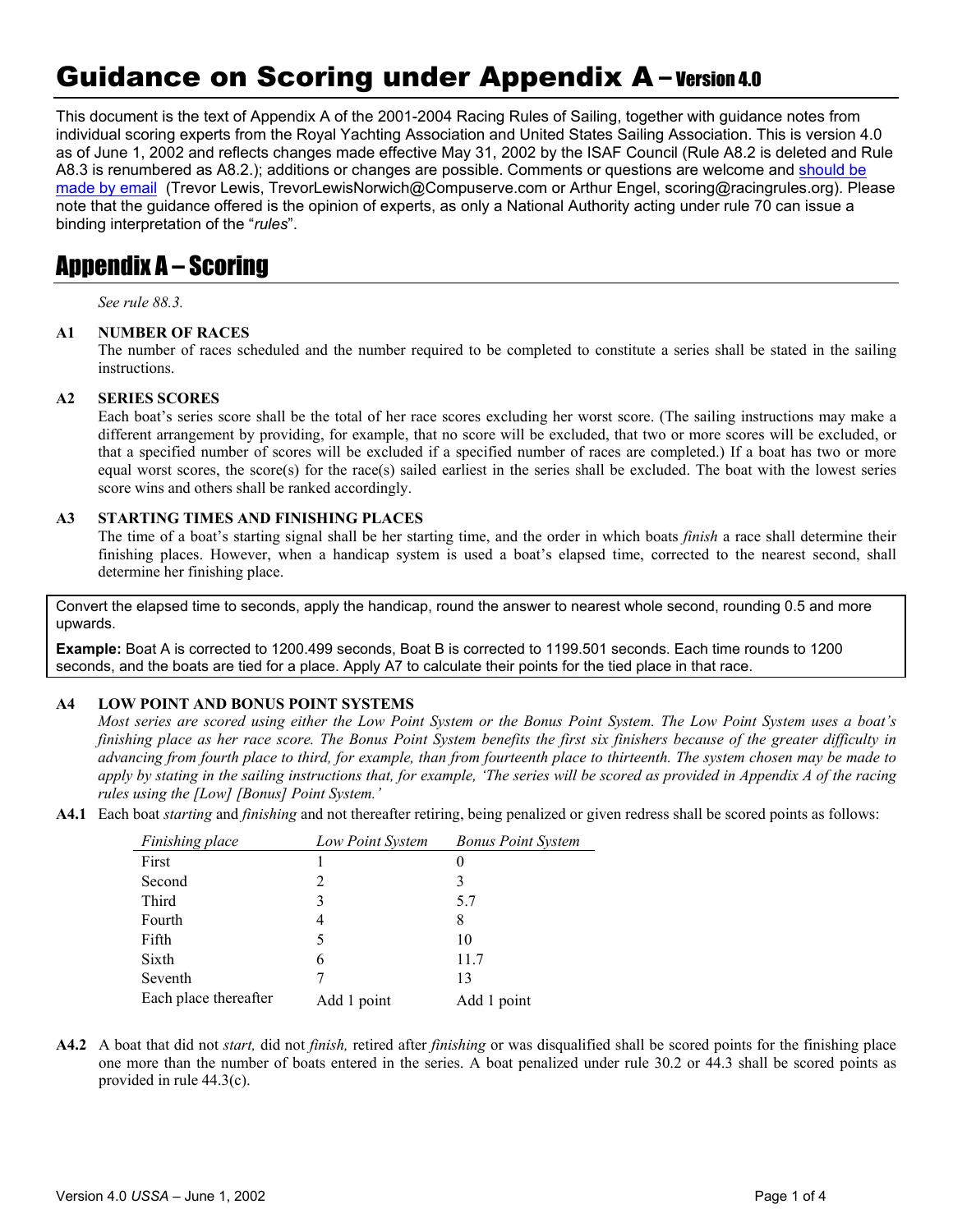# Guidance on Scoring under Appendix A – Version 4.0

This document is the text of Appendix A of the 2001-2004 Racing Rules of Sailing, together with guidance notes from individual scoring experts from the Royal Yachting Association and United States Sailing Association. This is version 4.0 as of June 1, 2002 and reflects changes made effective May 31, 2002 by the ISAF Council (Rule A8.2 is deleted and Rule A8.3 is renumbered as A8.2.); additions or changes are possible. Comments or questions are welcome and should be made by email (Trevor Lewis, TrevorLewisNorwich@Compuserve.com or Arthur Engel, scoring@racingrules.org). Please note that the guidance offered is the opinion of experts, as only a National Authority acting under rule 70 can issue a binding interpretation of the "*rules*".

## Appendix A – Scoring

*See rule 88.3.*

**A1 NUMBER OF RACES**

The number of races scheduled and the number required to be completed to constitute a series shall be stated in the sailing instructions.

**A2 SERIES SCORES**

Each boat's series score shall be the total of her race scores excluding her worst score. (The sailing instructions may make a different arrangement by providing, for example, that no score will be excluded, that two or more scores will be excluded, or that a specified number of scores will be excluded if a specified number of races are completed.) If a boat has two or more equal worst scores, the score(s) for the race(s) sailed earliest in the series shall be excluded. The boat with the lowest series score wins and others shall be ranked accordingly.

**A3 STARTING TIMES AND FINISHING PLACES**

The time of a boat's starting signal shall be her starting time, and the order in which boats *finish* a race shall determine their finishing places. However, when a handicap system is used a boat's elapsed time, corrected to the nearest second, shall determine her finishing place.

> Convert the elapsed time to seconds, apply the handicap, round the answer to nearest whole second, rounding 0.5 and more upwards.
>
> **Example:** Boat A is corrected to 1200.499 seconds, Boat B is corrected to 1199.501 seconds. Each time rounds to 1200 seconds, and the boats are tied for a place. Apply A7 to calculate their points for the tied place in that race.

**A4 LOW POINT AND BONUS POINT SYSTEMS**

*Most series are scored using either the Low Point System or the Bonus Point System. The Low Point System uses a boat's finishing place as her race score. The Bonus Point System benefits the first six finishers because of the greater difficulty in advancing from fourth place to third, for example, than from fourteenth place to thirteenth. The system chosen may be made to apply by stating in the sailing instructions that, for example, 'The series will be scored as provided in Appendix A of the racing rules using the [Low] [Bonus] Point System.'*

**A4.1** Each boat *starting* and *finishing* and not thereafter retiring, being penalized or given redress shall be scored points as follows:

| *Finishing place* | *Low Point System* | *Bonus Point System* |
|---|---|---|
| First | 1 | 0 |
| Second | 2 | 3 |
| Third | 3 | 5.7 |
| Fourth | 4 | 8 |
| Fifth | 5 | 10 |
| Sixth | 6 | 11.7 |
| Seventh | 7 | 13 |
| Each place thereafter | Add 1 point | Add 1 point |

**A4.2** A boat that did not *start,* did not *finish,* retired after *finishing* or was disqualified shall be scored points for the finishing place one more than the number of boats entered in the series. A boat penalized under rule 30.2 or 44.3 shall be scored points as provided in rule 44.3(c).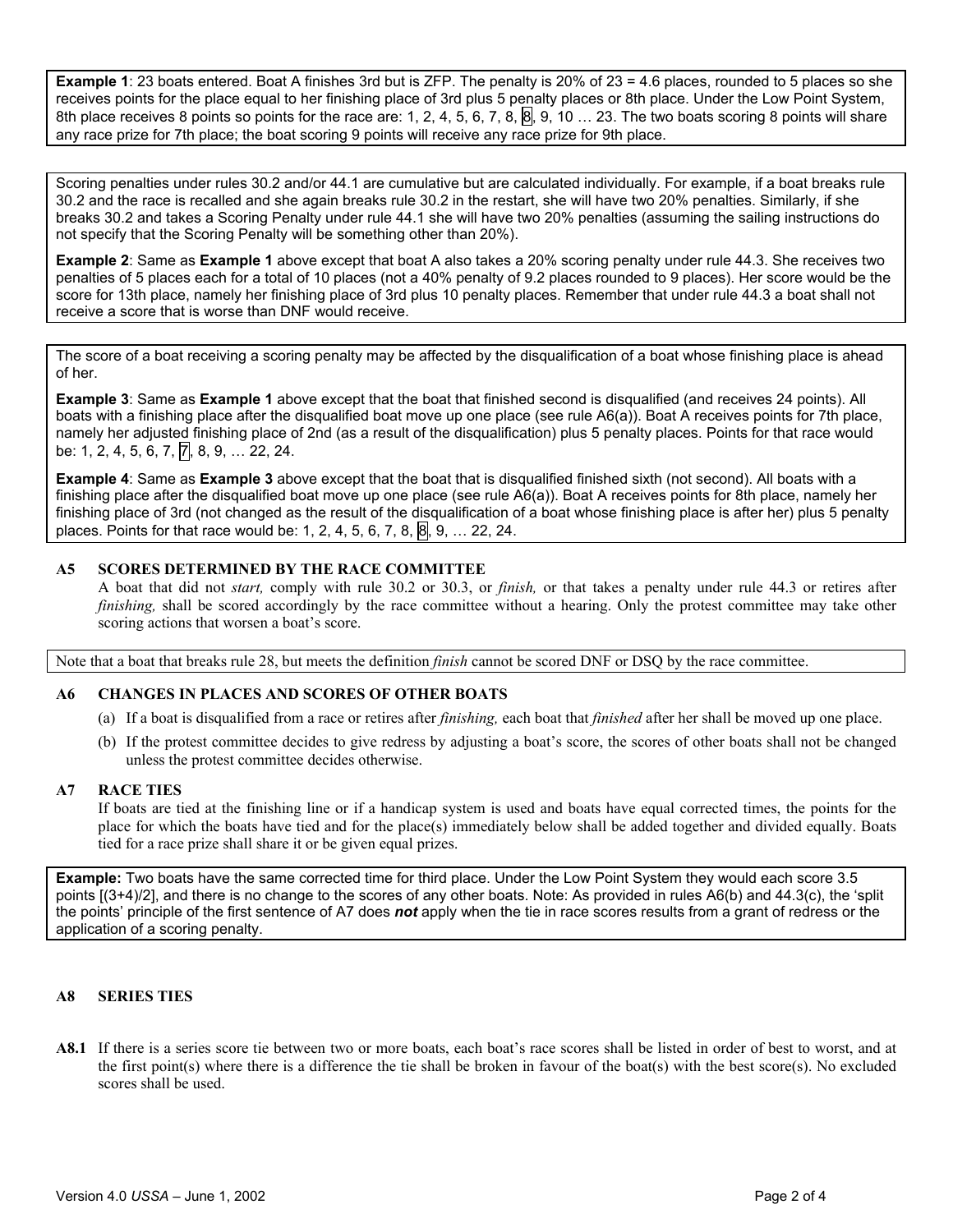**Example 1**: 23 boats entered. Boat A finishes 3rd but is ZFP. The penalty is 20% of 23 = 4.6 places, rounded to 5 places so she receives points for the place equal to her finishing place of 3rd plus 5 penalty places or 8th place. Under the Low Point System, 8th place receives 8 points so points for the race are: 1, 2, 4, 5, 6, 7, 8, 8, 9, 10 … 23. The two boats scoring 8 points will share any race prize for 7th place; the boat scoring 9 points will receive any race prize for 9th place.

Scoring penalties under rules 30.2 and/or 44.1 are cumulative but are calculated individually. For example, if a boat breaks rule 30.2 and the race is recalled and she again breaks rule 30.2 in the restart, she will have two 20% penalties. Similarly, if she breaks 30.2 and takes a Scoring Penalty under rule 44.1 she will have two 20% penalties (assuming the sailing instructions do not specify that the Scoring Penalty will be something other than 20%).

**Example 2**: Same as **Example 1** above except that boat A also takes a 20% scoring penalty under rule 44.3. She receives two penalties of 5 places each for a total of 10 places (not a 40% penalty of 9.2 places rounded to 9 places). Her score would be the score for 13th place, namely her finishing place of 3rd plus 10 penalty places. Remember that under rule 44.3 a boat shall not receive a score that is worse than DNF would receive.

The score of a boat receiving a scoring penalty may be affected by the disqualification of a boat whose finishing place is ahead of her.

**Example 3**: Same as **Example 1** above except that the boat that finished second is disqualified (and receives 24 points). All boats with a finishing place after the disqualified boat move up one place (see rule A6(a)). Boat A receives points for 7th place, namely her adjusted finishing place of 2nd (as a result of the disqualification) plus 5 penalty places. Points for that race would be: 1, 2, 4, 5, 6, 7, 7, 8, 9, … 22, 24.

**Example 4**: Same as **Example 3** above except that the boat that is disqualified finished sixth (not second). All boats with a finishing place after the disqualified boat move up one place (see rule A6(a)). Boat A receives points for 8th place, namely her finishing place of 3rd (not changed as the result of the disqualification of a boat whose finishing place is after her) plus 5 penalty places. Points for that race would be: 1, 2, 4, 5, 6, 7, 8, 8, 9, … 22, 24.

## A5 SCORES DETERMINED BY THE RACE COMMITTEE

A boat that did not *start,* comply with rule 30.2 or 30.3, or *finish,* or that takes a penalty under rule 44.3 or retires after *finishing,* shall be scored accordingly by the race committee without a hearing. Only the protest committee may take other scoring actions that worsen a boat's score.

Note that a boat that breaks rule 28, but meets the definition *finish* cannot be scored DNF or DSQ by the race committee.

## A6 CHANGES IN PLACES AND SCORES OF OTHER BOATS

(a) If a boat is disqualified from a race or retires after *finishing,* each boat that *finished* after her shall be moved up one place.

(b) If the protest committee decides to give redress by adjusting a boat's score, the scores of other boats shall not be changed unless the protest committee decides otherwise.

## A7 RACE TIES

If boats are tied at the finishing line or if a handicap system is used and boats have equal corrected times, the points for the place for which the boats have tied and for the place(s) immediately below shall be added together and divided equally. Boats tied for a race prize shall share it or be given equal prizes.

**Example:** Two boats have the same corrected time for third place. Under the Low Point System they would each score 3.5 points [(3+4)/2], and there is no change to the scores of any other boats. Note: As provided in rules A6(b) and 44.3(c), the 'split the points' principle of the first sentence of A7 does ***not*** apply when the tie in race scores results from a grant of redress or the application of a scoring penalty.

## A8 SERIES TIES

**A8.1** If there is a series score tie between two or more boats, each boat's race scores shall be listed in order of best to worst, and at the first point(s) where there is a difference the tie shall be broken in favour of the boat(s) with the best score(s). No excluded scores shall be used.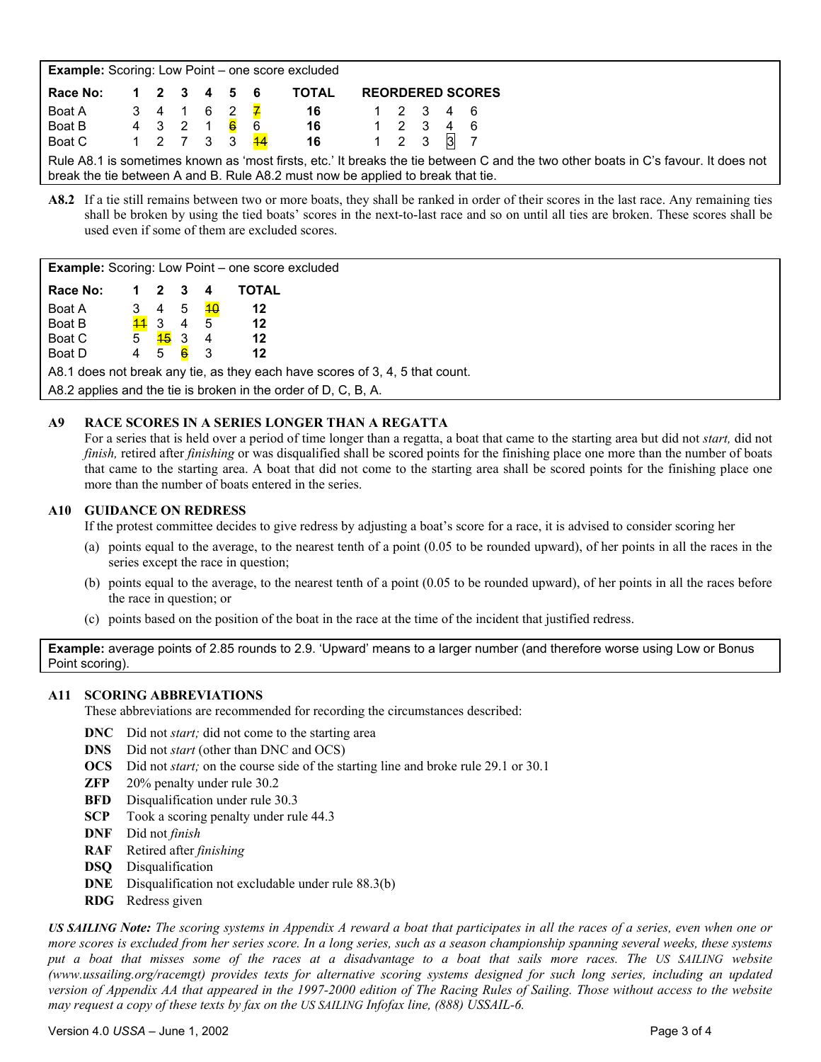**Example:** Scoring: Low Point – one score excluded

| Race No: | 1 | 2 | 3 | 4 | 5 | 6 | TOTAL | REORDERED SCORES | | | | |
|---|---|---|---|---|---|---|---|---|---|---|---|---|
| Boat A | 3 | 4 | 1 | 6 | 2 | ~~7~~ | **16** | 1 | 2 | 3 | 4 | 6 |
| Boat B | 4 | 3 | 2 | 1 | ~~6~~ | 6 | **16** | 1 | 2 | 3 | 4 | 6 |
| Boat C | 1 | 2 | 7 | 3 | 3 | ~~14~~ | **16** | 1 | 2 | 3 | 3 | 7 |

Rule A8.1 is sometimes known as 'most firsts, etc.' It breaks the tie between C and the two other boats in C's favour. It does not break the tie between A and B. Rule A8.2 must now be applied to break that tie.

**A8.2** If a tie still remains between two or more boats, they shall be ranked in order of their scores in the last race. Any remaining ties shall be broken by using the tied boats' scores in the next-to-last race and so on until all ties are broken. These scores shall be used even if some of them are excluded scores.

**Example:** Scoring: Low Point – one score excluded

| Race No: | 1 | 2 | 3 | 4 | TOTAL |
|---|---|---|---|---|---|
| Boat A | 3 | 4 | 5 | ~~10~~ | **12** |
| Boat B | ~~11~~ | 3 | 4 | 5 | **12** |
| Boat C | 5 | ~~15~~ | 3 | 4 | **12** |
| Boat D | 4 | 5 | ~~6~~ | 3 | **12** |

A8.1 does not break any tie, as they each have scores of 3, 4, 5 that count.

A8.2 applies and the tie is broken in the order of D, C, B, A.

### A9 RACE SCORES IN A SERIES LONGER THAN A REGATTA

For a series that is held over a period of time longer than a regatta, a boat that came to the starting area but did not *start,* did not *finish,* retired after *finishing* or was disqualified shall be scored points for the finishing place one more than the number of boats that came to the starting area. A boat that did not come to the starting area shall be scored points for the finishing place one more than the number of boats entered in the series.

### A10 GUIDANCE ON REDRESS

If the protest committee decides to give redress by adjusting a boat's score for a race, it is advised to consider scoring her

(a) points equal to the average, to the nearest tenth of a point (0.05 to be rounded upward), of her points in all the races in the series except the race in question;

(b) points equal to the average, to the nearest tenth of a point (0.05 to be rounded upward), of her points in all the races before the race in question; or

(c) points based on the position of the boat in the race at the time of the incident that justified redress.

**Example:** average points of 2.85 rounds to 2.9. 'Upward' means to a larger number (and therefore worse using Low or Bonus Point scoring).

### A11 SCORING ABBREVIATIONS

These abbreviations are recommended for recording the circumstances described:

- **DNC** Did not *start;* did not come to the starting area
- **DNS** Did not *start* (other than DNC and OCS)
- **OCS** Did not *start;* on the course side of the starting line and broke rule 29.1 or 30.1
- **ZFP** 20% penalty under rule 30.2
- **BFD** Disqualification under rule 30.3
- **SCP** Took a scoring penalty under rule 44.3
- **DNF** Did not *finish*
- **RAF** Retired after *finishing*
- **DSQ** Disqualification
- **DNE** Disqualification not excludable under rule 88.3(b)
- **RDG** Redress given

***US SAILING Note:*** *The scoring systems in Appendix A reward a boat that participates in all the races of a series, even when one or more scores is excluded from her series score. In a long series, such as a season championship spanning several weeks, these systems put a boat that misses some of the races at a disadvantage to a boat that sails more races. The US SAILING website (www.ussailing.org/racemgt) provides texts for alternative scoring systems designed for such long series, including an updated version of Appendix AA that appeared in the 1997-2000 edition of The Racing Rules of Sailing. Those without access to the website may request a copy of these texts by fax on the US SAILING Infofax line, (888) USSAIL-6.*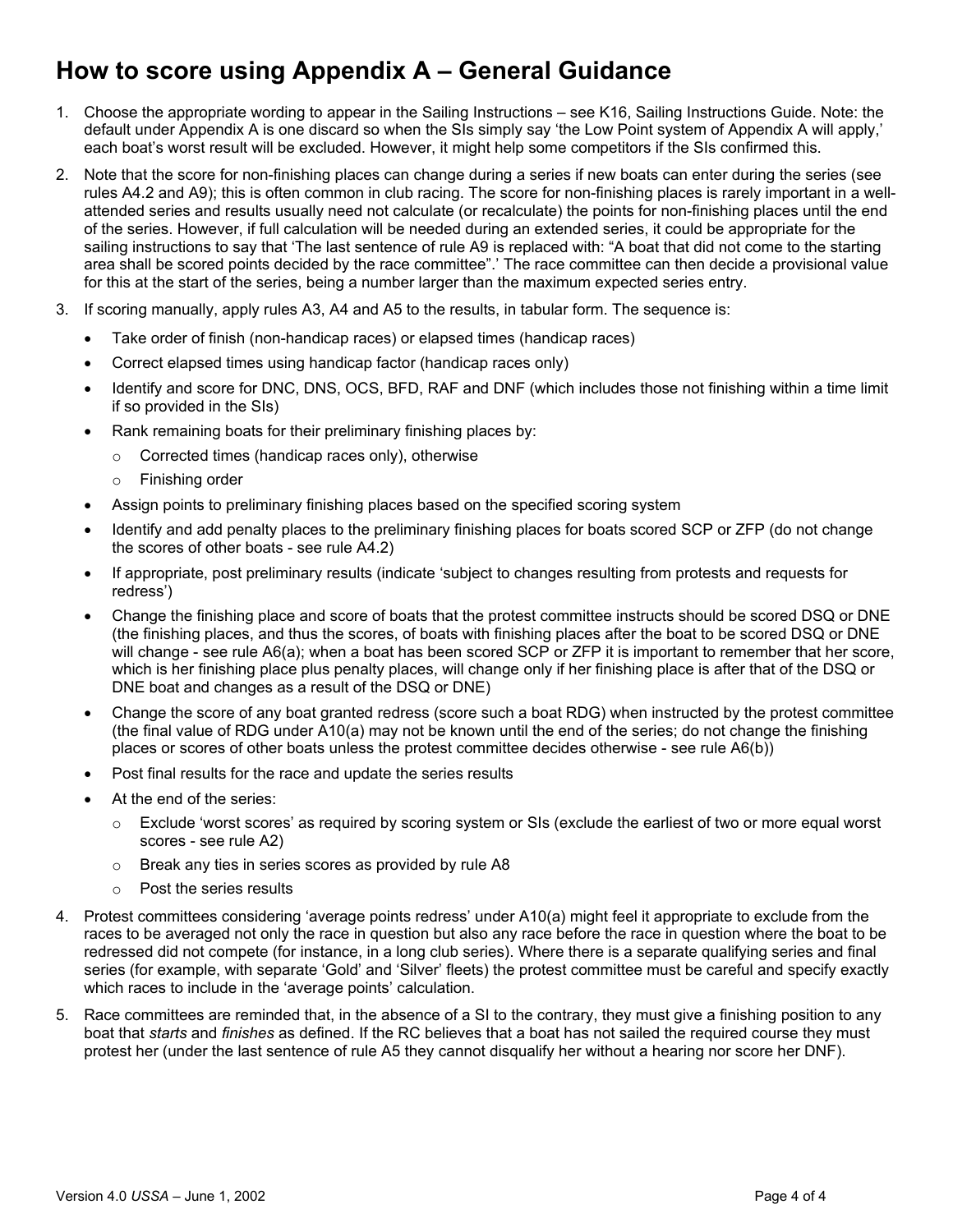# How to score using Appendix A – General Guidance

1. Choose the appropriate wording to appear in the Sailing Instructions – see K16, Sailing Instructions Guide. Note: the default under Appendix A is one discard so when the SIs simply say 'the Low Point system of Appendix A will apply,' each boat's worst result will be excluded. However, it might help some competitors if the SIs confirmed this.
2. Note that the score for non-finishing places can change during a series if new boats can enter during the series (see rules A4.2 and A9); this is often common in club racing. The score for non-finishing places is rarely important in a well-attended series and results usually need not calculate (or recalculate) the points for non-finishing places until the end of the series. However, if full calculation will be needed during an extended series, it could be appropriate for the sailing instructions to say that 'The last sentence of rule A9 is replaced with: "A boat that did not come to the starting area shall be scored points decided by the race committee".' The race committee can then decide a provisional value for this at the start of the series, being a number larger than the maximum expected series entry.
3. If scoring manually, apply rules A3, A4 and A5 to the results, in tabular form. The sequence is:
   - Take order of finish (non-handicap races) or elapsed times (handicap races)
   - Correct elapsed times using handicap factor (handicap races only)
   - Identify and score for DNC, DNS, OCS, BFD, RAF and DNF (which includes those not finishing within a time limit if so provided in the SIs)
   - Rank remaining boats for their preliminary finishing places by:
     - Corrected times (handicap races only), otherwise
     - Finishing order
   - Assign points to preliminary finishing places based on the specified scoring system
   - Identify and add penalty places to the preliminary finishing places for boats scored SCP or ZFP (do not change the scores of other boats - see rule A4.2)
   - If appropriate, post preliminary results (indicate 'subject to changes resulting from protests and requests for redress')
   - Change the finishing place and score of boats that the protest committee instructs should be scored DSQ or DNE (the finishing places, and thus the scores, of boats with finishing places after the boat to be scored DSQ or DNE will change - see rule A6(a); when a boat has been scored SCP or ZFP it is important to remember that her score, which is her finishing place plus penalty places, will change only if her finishing place is after that of the DSQ or DNE boat and changes as a result of the DSQ or DNE)
   - Change the score of any boat granted redress (score such a boat RDG) when instructed by the protest committee (the final value of RDG under A10(a) may not be known until the end of the series; do not change the finishing places or scores of other boats unless the protest committee decides otherwise - see rule A6(b))
   - Post final results for the race and update the series results
   - At the end of the series:
     - Exclude 'worst scores' as required by scoring system or SIs (exclude the earliest of two or more equal worst scores - see rule A2)
     - Break any ties in series scores as provided by rule A8
     - Post the series results
4. Protest committees considering 'average points redress' under A10(a) might feel it appropriate to exclude from the races to be averaged not only the race in question but also any race before the race in question where the boat to be redressed did not compete (for instance, in a long club series). Where there is a separate qualifying series and final series (for example, with separate 'Gold' and 'Silver' fleets) the protest committee must be careful and specify exactly which races to include in the 'average points' calculation.
5. Race committees are reminded that, in the absence of a SI to the contrary, they must give a finishing position to any boat that *starts* and *finishes* as defined. If the RC believes that a boat has not sailed the required course they must protest her (under the last sentence of rule A5 they cannot disqualify her without a hearing nor score her DNF).

Version 4.0 *USSA* – June 1, 2002